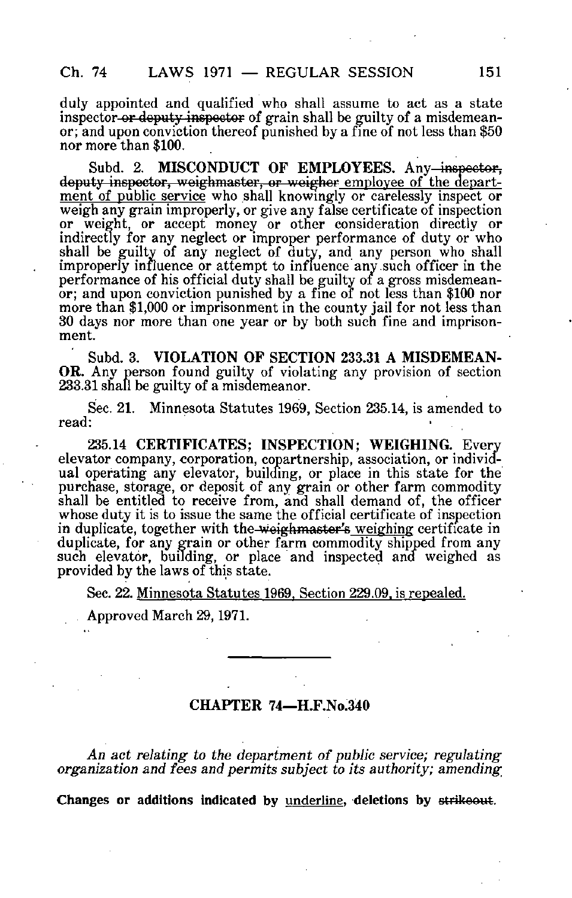duly appointed and qualified who shall assume to act as a state inspector ~~or deputy inspector~~ of grain shall be guilty of a misdemeanor; and upon conviction thereof punished by a fine of not less than $50 nor more than $100.

Subd. 2. **MISCONDUCT OF EMPLOYEES.** Any ~~inspector, deputy inspector, weighmaster, or weigher~~ <u>employee of the department of public service</u> who shall knowingly or carelessly inspect or weigh any grain improperly, or give any false certificate of inspection or weight, or accept money or other consideration directly or indirectly for any neglect or improper performance of duty or who shall be guilty of any neglect of duty, and any person who shall improperly influence or attempt to influence any such officer in the performance of his official duty shall be guilty of a gross misdemeanor; and upon conviction punished by a fine of not less than $100 nor more than $1,000 or imprisonment in the county jail for not less than 30 days nor more than one year or by both such fine and imprisonment.

Subd. 3. **VIOLATION OF SECTION 233.31 A MISDEMEANOR.** Any person found guilty of violating any provision of section 233.31 shall be guilty of a misdemeanor.

Sec. 21. Minnesota Statutes 1969, Section 235.14, is amended to read:

235.14 **CERTIFICATES; INSPECTION; WEIGHING.** Every elevator company, corporation, copartnership, association, or individual operating any elevator, building, or place in this state for the purchase, storage, or deposit of any grain or other farm commodity shall be entitled to receive from, and shall demand of, the officer whose duty it is to issue the same the official certificate of inspection in duplicate, together with the ~~weighmaster's~~ <u>weighing</u> certificate in duplicate, for any grain or other farm commodity shipped from any such elevator, building, or place and inspected and weighed as provided by the laws of this state.

Sec. 22. <u>Minnesota Statutes 1969, Section 229.09, is repealed.</u>

Approved March 29, 1971.

---

## CHAPTER 74—H.F.No.340

*An act relating to the department of public service; regulating organization and fees and permits subject to its authority; amending*

**Changes or additions indicated by <u>underline</u>, deletions by ~~strikeout~~.**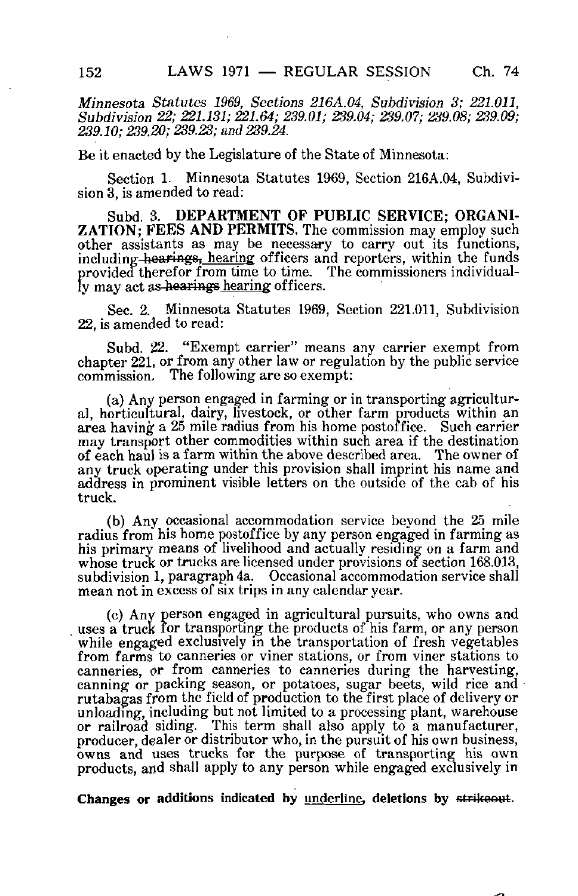*Minnesota Statutes 1969, Sections 216A.04, Subdivision 3; 221.011, Subdivision 22; 221.131; 221.64; 239.01; 239.04; 239.07; 239.08; 239.09; 239.10; 239.20; 239.23; and 239.24.*

Be it enacted by the Legislature of the State of Minnesota:

Section 1. Minnesota Statutes 1969, Section 216A.04, Subdivision 3, is amended to read:

Subd. 3. **DEPARTMENT OF PUBLIC SERVICE; ORGANIZATION; FEES AND PERMITS.** The commission may employ such other assistants as may be necessary to carry out its functions, including ~~hearings,~~ hearing officers and reporters, within the funds provided therefor from time to time. The commissioners individually may act as ~~hearings~~ hearing officers.

Sec. 2. Minnesota Statutes 1969, Section 221.011, Subdivision 22, is amended to read:

Subd. 22. "Exempt carrier" means any carrier exempt from chapter 221, or from any other law or regulation by the public service commission. The following are so exempt:

(a) Any person engaged in farming or in transporting agricultural, horticultural, dairy, livestock, or other farm products within an area having a 25 mile radius from his home postoffice. Such carrier may transport other commodities within such area if the destination of each haul is a farm within the above described area. The owner of any truck operating under this provision shall imprint his name and address in prominent visible letters on the outside of the cab of his truck.

(b) Any occasional accommodation service beyond the 25 mile radius from his home postoffice by any person engaged in farming as his primary means of livelihood and actually residing on a farm and whose truck or trucks are licensed under provisions of section 168.013, subdivision 1, paragraph 4a. Occasional accommodation service shall mean not in excess of six trips in any calendar year.

(c) Any person engaged in agricultural pursuits, who owns and uses a truck for transporting the products of his farm, or any person while engaged exclusively in the transportation of fresh vegetables from farms to canneries or viner stations, or from viner stations to canneries, or from canneries to canneries during the harvesting, canning or packing season, or potatoes, sugar beets, wild rice and rutabagas from the field of production to the first place of delivery or unloading, including but not limited to a processing plant, warehouse or railroad siding. This term shall also apply to a manufacturer, producer, dealer or distributor who, in the pursuit of his own business, owns and uses trucks for the purpose of transporting his own products, and shall apply to any person while engaged exclusively in

**Changes or additions indicated by** underline**, deletions by** ~~strikeout~~.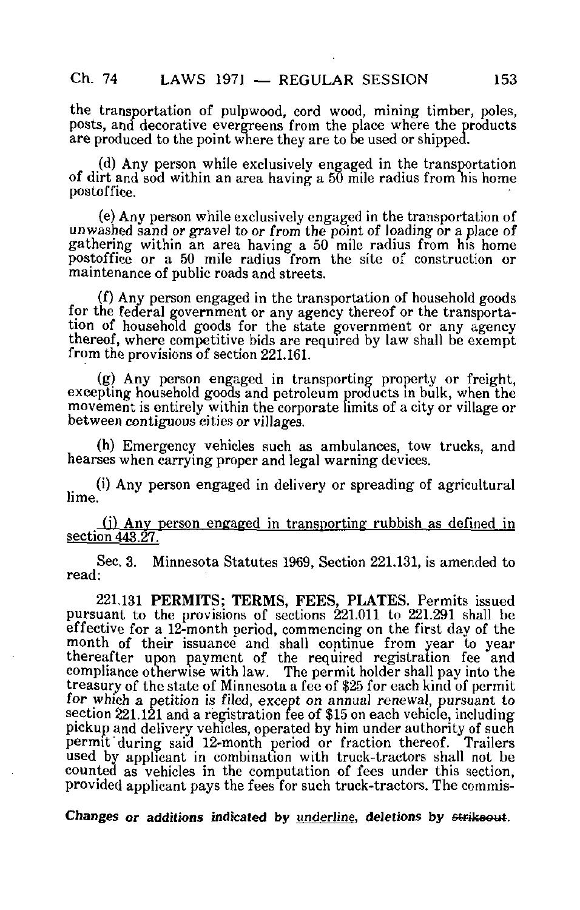the transportation of pulpwood, cord wood, mining timber, poles, posts, and decorative evergreens from the place where the products are produced to the point where they are to be used or shipped.

(d) Any person while exclusively engaged in the transportation of dirt and sod within an area having a 50 mile radius from his home postoffice.

(e) Any person while exclusively engaged in the transportation of unwashed sand or gravel to or from the point of loading or a place of gathering within an area having a 50 mile radius from his home postoffice or a 50 mile radius from the site of construction or maintenance of public roads and streets.

(f) Any person engaged in the transportation of household goods for the federal government or any agency thereof or the transportation of household goods for the state government or any agency thereof, where competitive bids are required by law shall be exempt from the provisions of section 221.161.

(g) Any person engaged in transporting property or freight, excepting household goods and petroleum products in bulk, when the movement is entirely within the corporate limits of a city or village or between contiguous cities or villages.

(h) Emergency vehicles such as ambulances, tow trucks, and hearses when carrying proper and legal warning devices.

(i) Any person engaged in delivery or spreading of agricultural lime.

<u>(j) Any person engaged in transporting rubbish as defined in section 443.27.</u>

Sec. 3. Minnesota Statutes 1969, Section 221.131, is amended to read:

221.131 **PERMITS; TERMS, FEES, PLATES.** Permits issued pursuant to the provisions of sections 221.011 to 221.291 shall be effective for a 12-month period, commencing on the first day of the month of their issuance and shall continue from year to year thereafter upon payment of the required registration fee and compliance otherwise with law. The permit holder shall pay into the treasury of the state of Minnesota a fee of $25 for each kind of permit for which a petition is filed, except on annual renewal, pursuant to section 221.121 and a registration fee of $15 on each vehicle, including pickup and delivery vehicles, operated by him under authority of such permit during said 12-month period or fraction thereof. Trailers used by applicant in combination with truck-tractors shall not be counted as vehicles in the computation of fees under this section, provided applicant pays the fees for such truck-tractors. The commis-

*Changes or additions indicated by <u>underline</u>, deletions by ~~strikeout~~.*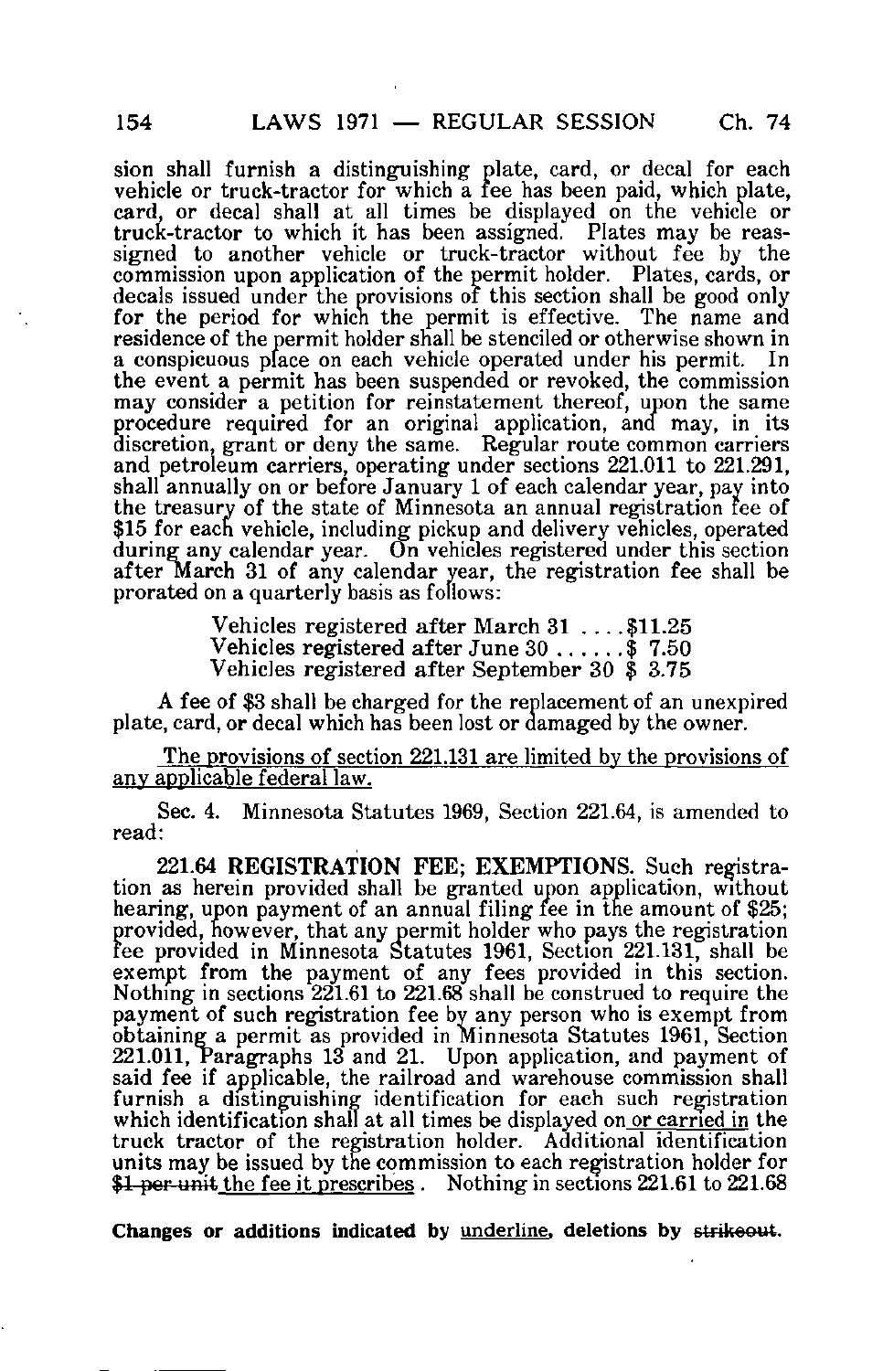sion shall furnish a distinguishing plate, card, or decal for each vehicle or truck-tractor for which a fee has been paid, which plate, card, or decal shall at all times be displayed on the vehicle or truck-tractor to which it has been assigned. Plates may be reassigned to another vehicle or truck-tractor without fee by the commission upon application of the permit holder. Plates, cards, or decals issued under the provisions of this section shall be good only for the period for which the permit is effective. The name and residence of the permit holder shall be stenciled or otherwise shown in a conspicuous place on each vehicle operated under his permit. In the event a permit has been suspended or revoked, the commission may consider a petition for reinstatement thereof, upon the same procedure required for an original application, and may, in its discretion, grant or deny the same. Regular route common carriers and petroleum carriers, operating under sections 221.011 to 221.291, shall annually on or before January 1 of each calendar year, pay into the treasury of the state of Minnesota an annual registration fee of $15 for each vehicle, including pickup and delivery vehicles, operated during any calendar year. On vehicles registered under this section after March 31 of any calendar year, the registration fee shall be prorated on a quarterly basis as follows:

Vehicles registered after March 31 . . . . $11.25
Vehicles registered after June 30 . . . . . . $ 7.50
Vehicles registered after September 30 $ 3.75

A fee of $3 shall be charged for the replacement of an unexpired plate, card, or decal which has been lost or damaged by the owner.

<u>The provisions of section 221.131 are limited by the provisions of any applicable federal law.</u>

Sec. 4. Minnesota Statutes 1969, Section 221.64, is amended to read:

221.64 **REGISTRATION FEE; EXEMPTIONS.** Such registration as herein provided shall be granted upon application, without hearing, upon payment of an annual filing fee in the amount of $25; provided, however, that any permit holder who pays the registration fee provided in Minnesota Statutes 1961, Section 221.131, shall be exempt from the payment of any fees provided in this section. Nothing in sections 221.61 to 221.68 shall be construed to require the payment of such registration fee by any person who is exempt from obtaining a permit as provided in Minnesota Statutes 1961, Section 221.011, Paragraphs 13 and 21. Upon application, and payment of said fee if applicable, the railroad and warehouse commission shall furnish a distinguishing identification for each such registration which identification shall at all times be displayed on <u>or carried in</u> the truck tractor of the registration holder. Additional identification units may be issued by the commission to each registration holder for ~~$1 per unit~~ <u>the fee it prescribes</u>. Nothing in sections 221.61 to 221.68

**Changes or additions indicated by <u>underline</u>, deletions by ~~strikeout~~.**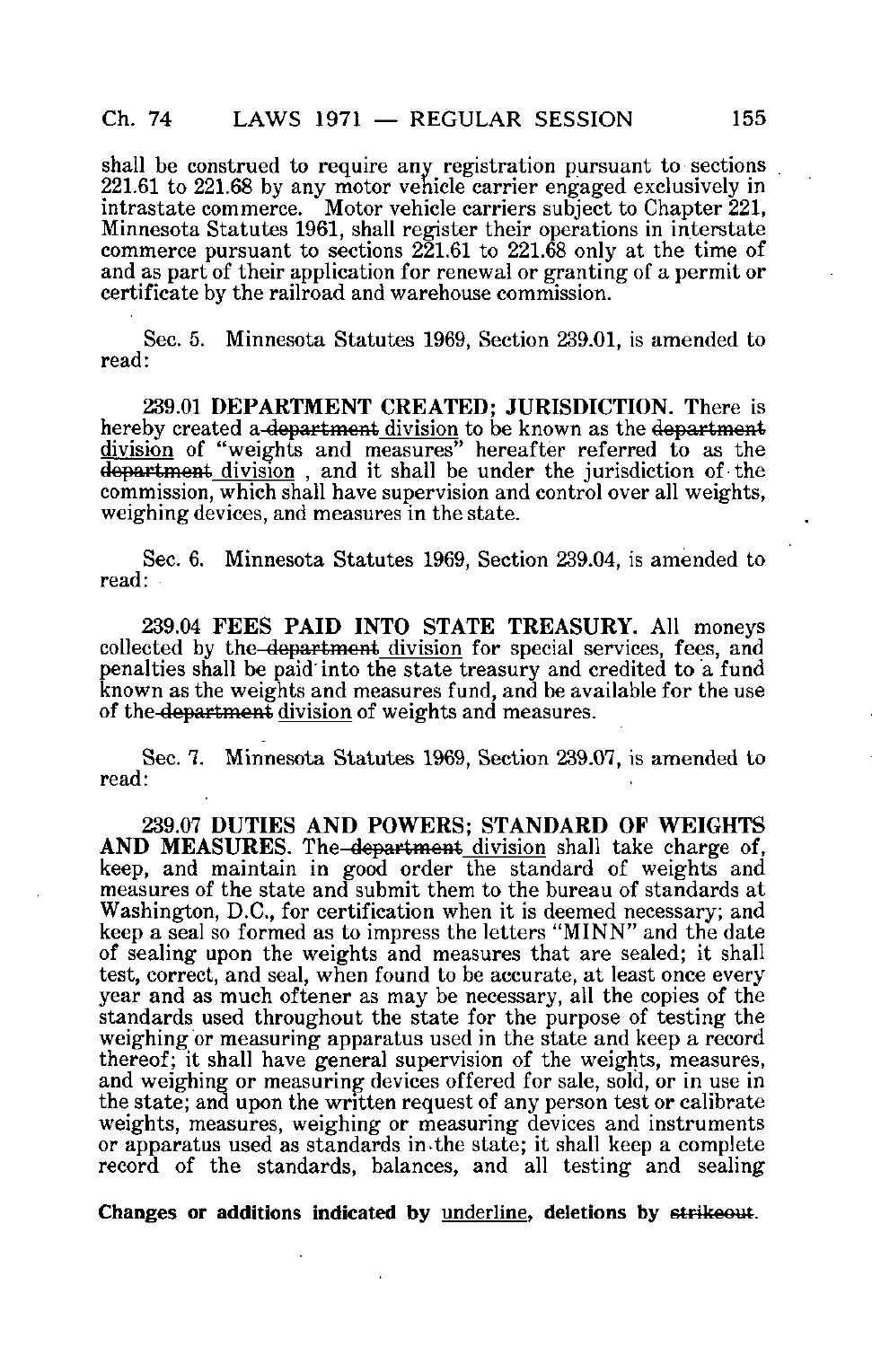shall be construed to require any registration pursuant to sections 221.61 to 221.68 by any motor vehicle carrier engaged exclusively in intrastate commerce. Motor vehicle carriers subject to Chapter 221, Minnesota Statutes 1961, shall register their operations in interstate commerce pursuant to sections 221.61 to 221.68 only at the time of and as part of their application for renewal or granting of a permit or certificate by the railroad and warehouse commission.

Sec. 5. Minnesota Statutes 1969, Section 239.01, is amended to read:

239.01 **DEPARTMENT CREATED; JURISDICTION.** There is hereby created a ~~department~~ <u>division</u> to be known as the ~~department~~ <u>division</u> of "weights and measures" hereafter referred to as the ~~department~~ <u>division</u> , and it shall be under the jurisdiction of the commission, which shall have supervision and control over all weights, weighing devices, and measures in the state.

Sec. 6. Minnesota Statutes 1969, Section 239.04, is amended to read:

239.04 **FEES PAID INTO STATE TREASURY.** All moneys collected by the ~~department~~ <u>division</u> for special services, fees, and penalties shall be paid into the state treasury and credited to a fund known as the weights and measures fund, and be available for the use of the ~~department~~ <u>division</u> of weights and measures.

Sec. 7. Minnesota Statutes 1969, Section 239.07, is amended to read:

239.07 **DUTIES AND POWERS; STANDARD OF WEIGHTS AND MEASURES.** The ~~department~~ <u>division</u> shall take charge of, keep, and maintain in good order the standard of weights and measures of the state and submit them to the bureau of standards at Washington, D.C., for certification when it is deemed necessary; and keep a seal so formed as to impress the letters "MINN" and the date of sealing upon the weights and measures that are sealed; it shall test, correct, and seal, when found to be accurate, at least once every year and as much oftener as may be necessary, all the copies of the standards used throughout the state for the purpose of testing the weighing or measuring apparatus used in the state and keep a record thereof; it shall have general supervision of the weights, measures, and weighing or measuring devices offered for sale, sold, or in use in the state; and upon the written request of any person test or calibrate weights, measures, weighing or measuring devices and instruments or apparatus used as standards in the state; it shall keep a complete record of the standards, balances, and all testing and sealing

**Changes or additions indicated by <u>underline</u>, deletions by ~~strikeout~~.**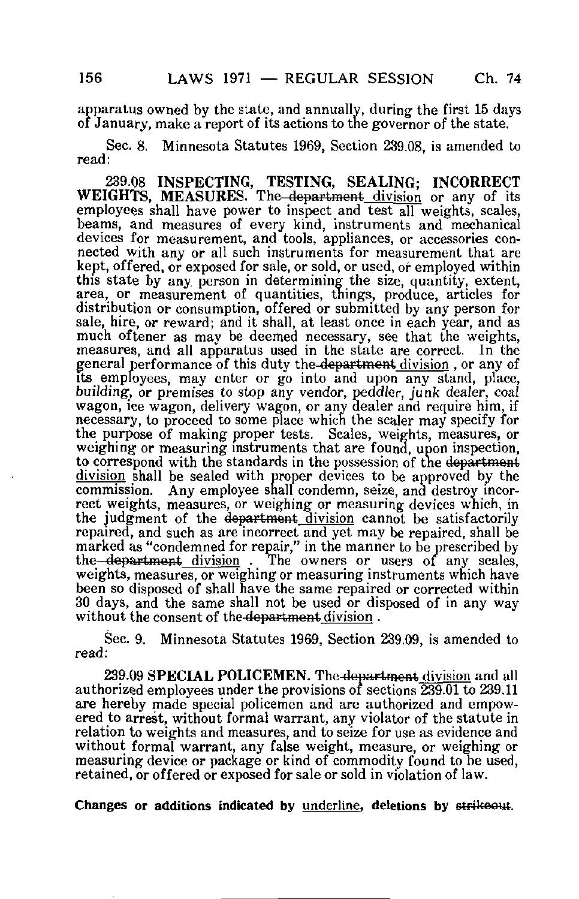apparatus owned by the state, and annually, during the first 15 days of January, make a report of its actions to the governor of the state.

Sec. 8. Minnesota Statutes 1969, Section 239.08, is amended to read:

239.08 **INSPECTING, TESTING, SEALING; INCORRECT WEIGHTS, MEASURES.** The ~~department~~ division or any of its employees shall have power to inspect and test all weights, scales, beams, and measures of every kind, instruments and mechanical devices for measurement, and tools, appliances, or accessories connected with any or all such instruments for measurement that are kept, offered, or exposed for sale, or sold, or used, or employed within this state by any person in determining the size, quantity, extent, area, or measurement of quantities, things, produce, articles for distribution or consumption, offered or submitted by any person for sale, hire, or reward; and it shall, at least once in each year, and as much oftener as may be deemed necessary, see that the weights, measures, and all apparatus used in the state are correct. In the general performance of this duty the ~~department~~ division , or any of its employees, may enter or go into and upon any stand, place, building, or premises to stop any vendor, peddler, junk dealer, coal wagon, ice wagon, delivery wagon, or any dealer and require him, if necessary, to proceed to some place which the scaler may specify for the purpose of making proper tests. Scales, weights, measures, or weighing or measuring instruments that are found, upon inspection, to correspond with the standards in the possession of the ~~department~~ division shall be sealed with proper devices to be approved by the commission. Any employee shall condemn, seize, and destroy incorrect weights, measures, or weighing or measuring devices which, in the judgment of the ~~department~~ division cannot be satisfactorily repaired, and such as are incorrect and yet may be repaired, shall be marked as "condemned for repair," in the manner to be prescribed by the ~~department~~ division . The owners or users of any scales, weights, measures, or weighing or measuring instruments which have been so disposed of shall have the same repaired or corrected within 30 days, and the same shall not be used or disposed of in any way without the consent of the ~~department~~ division .

Sec. 9. Minnesota Statutes 1969, Section 239.09, is amended to read:

239.09 **SPECIAL POLICEMEN.** The ~~department~~ division and all authorized employees under the provisions of sections 239.01 to 239.11 are hereby made special policemen and are authorized and empowered to arrest, without formal warrant, any violator of the statute in relation to weights and measures, and to seize for use as evidence and without formal warrant, any false weight, measure, or weighing or measuring device or package or kind of commodity found to be used, retained, or offered or exposed for sale or sold in violation of law.

**Changes or additions indicated by underline, deletions by ~~strikeout~~.**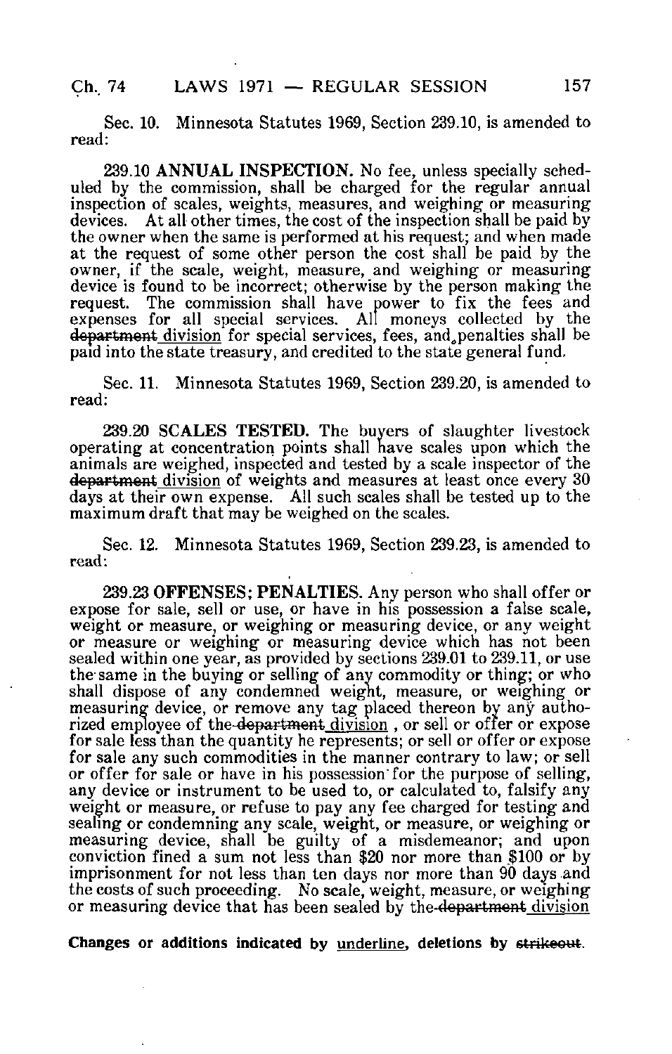Sec. 10. Minnesota Statutes 1969, Section 239.10, is amended to read:

239.10 **ANNUAL INSPECTION.** No fee, unless specially scheduled by the commission, shall be charged for the regular annual inspection of scales, weights, measures, and weighing or measuring devices. At all other times, the cost of the inspection shall be paid by the owner when the same is performed at his request; and when made at the request of some other person the cost shall be paid by the owner, if the scale, weight, measure, and weighing or measuring device is found to be incorrect; otherwise by the person making the request. The commission shall have power to fix the fees and expenses for all special services. All moneys collected by the ~~department~~ <u>division</u> for special services, fees, and penalties shall be paid into the state treasury, and credited to the state general fund.

Sec. 11. Minnesota Statutes 1969, Section 239.20, is amended to read:

239.20 **SCALES TESTED.** The buyers of slaughter livestock operating at concentration points shall have scales upon which the animals are weighed, inspected and tested by a scale inspector of the ~~department~~ <u>division</u> of weights and measures at least once every 30 days at their own expense. All such scales shall be tested up to the maximum draft that may be weighed on the scales.

Sec. 12. Minnesota Statutes 1969, Section 239.23, is amended to read:

239.23 **OFFENSES; PENALTIES.** Any person who shall offer or expose for sale, sell or use, or have in his possession a false scale, weight or measure, or weighing or measuring device, or any weight or measure or weighing or measuring device which has not been sealed within one year, as provided by sections 239.01 to 239.11, or use the same in the buying or selling of any commodity or thing; or who shall dispose of any condemned weight, measure, or weighing or measuring device, or remove any tag placed thereon by any authorized employee of the ~~department~~ <u>division</u> , or sell or offer or expose for sale less than the quantity he represents; or sell or offer or expose for sale any such commodities in the manner contrary to law; or sell or offer for sale or have in his possession for the purpose of selling, any device or instrument to be used to, or calculated to, falsify any weight or measure, or refuse to pay any fee charged for testing and sealing or condemning any scale, weight, or measure, or weighing or measuring device, shall be guilty of a misdemeanor; and upon conviction fined a sum not less than $20 nor more than $100 or by imprisonment for not less than ten days nor more than 90 days and the costs of such proceeding. No scale, weight, measure, or weighing or measuring device that has been sealed by the ~~department~~ <u>division</u>

Changes or additions indicated by <u>underline</u>, deletions by ~~strikeout~~.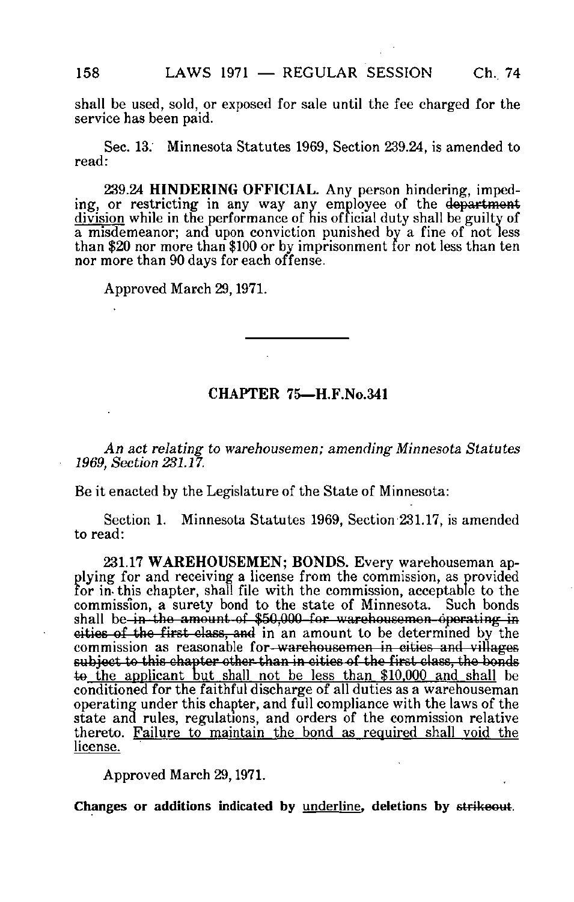shall be used, sold, or exposed for sale until the fee charged for the service has been paid.

Sec. 13. Minnesota Statutes 1969, Section 239.24, is amended to read:

239.24 **HINDERING OFFICIAL.** Any person hindering, impeding, or restricting in any way any employee of the ~~department~~ <u>division</u> while in the performance of his official duty shall be guilty of a misdemeanor; and upon conviction punished by a fine of not less than $20 nor more than $100 or by imprisonment for not less than ten nor more than 90 days for each offense.

Approved March 29, 1971.

---

## CHAPTER 75—H.F.No.341

*An act relating to warehousemen; amending Minnesota Statutes 1969, Section 231.17.*

Be it enacted by the Legislature of the State of Minnesota:

Section 1. Minnesota Statutes 1969, Section 231.17, is amended to read:

231.17 **WAREHOUSEMEN; BONDS.** Every warehouseman applying for and receiving a license from the commission, as provided for in this chapter, shall file with the commission, acceptable to the commission, a surety bond to the state of Minnesota. Such bonds shall be ~~in the amount of $50,000 for warehousemen operating in cities of the first class, and~~ in an amount to be determined by the commission as reasonable for ~~warehousemen in cities and villages subject to this chapter other than in cities of the first class, the bonds to~~ <u>the applicant but shall not be less than $10,000 and shall</u> be conditioned for the faithful discharge of all duties as a warehouseman operating under this chapter, and full compliance with the laws of the state and rules, regulations, and orders of the commission relative thereto. <u>Failure to maintain the bond as required shall void the license.</u>

Approved March 29, 1971.

**Changes or additions indicated by <u>underline</u>, deletions by ~~strikeout~~.**